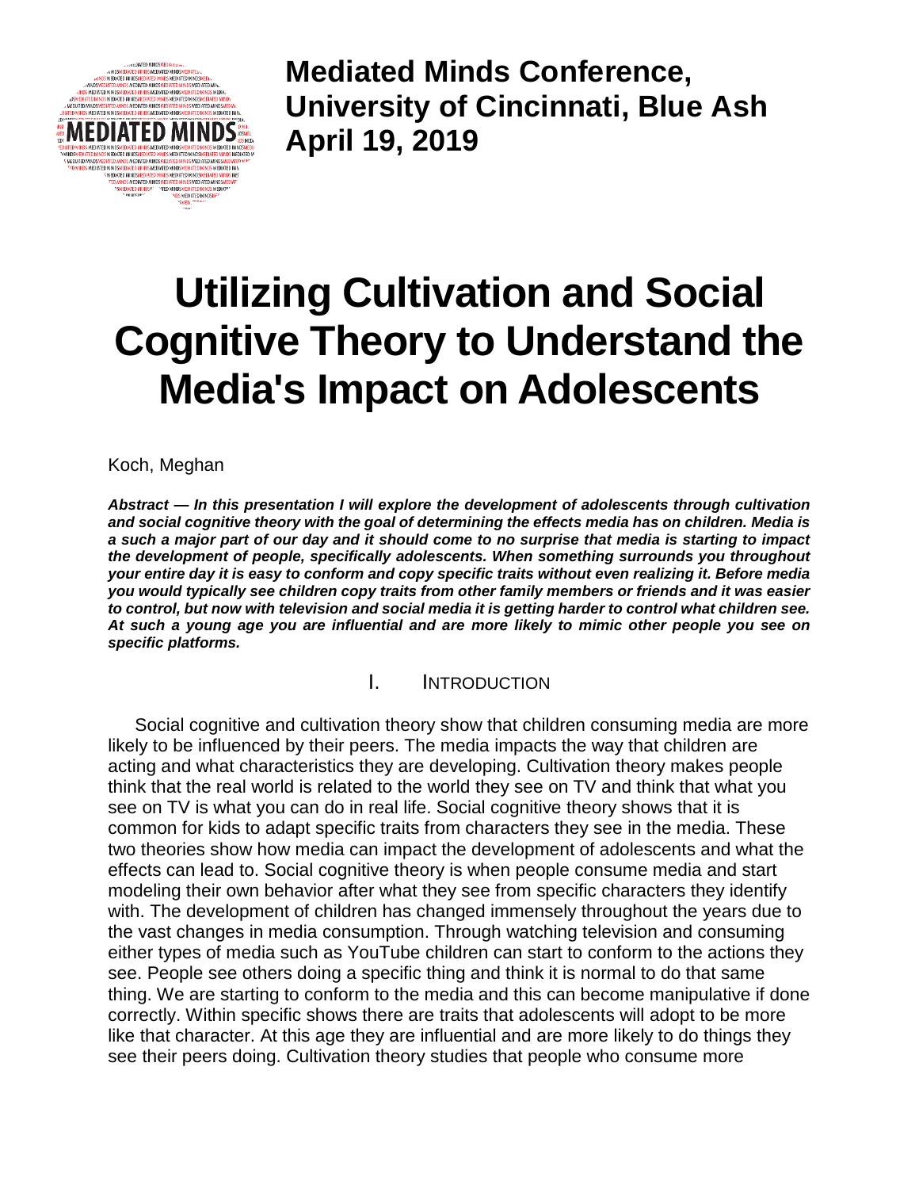**Mediated Minds Conference, University of Cincinnati, Blue Ash April 19, 2019**

# Utilizing Cultivation and Social Cognitive Theory to Understand the Media's Impact on Adolescents

Koch, Meghan

***Abstract — In this presentation I will explore the development of adolescents through cultivation and social cognitive theory with the goal of determining the effects media has on children. Media is a such a major part of our day and it should come to no surprise that media is starting to impact the development of people, specifically adolescents. When something surrounds you throughout your entire day it is easy to conform and copy specific traits without even realizing it. Before media you would typically see children copy traits from other family members or friends and it was easier to control, but now with television and social media it is getting harder to control what children see. At such a young age you are influential and are more likely to mimic other people you see on specific platforms.***

## I. Introduction

Social cognitive and cultivation theory show that children consuming media are more likely to be influenced by their peers. The media impacts the way that children are acting and what characteristics they are developing. Cultivation theory makes people think that the real world is related to the world they see on TV and think that what you see on TV is what you can do in real life. Social cognitive theory shows that it is common for kids to adapt specific traits from characters they see in the media. These two theories show how media can impact the development of adolescents and what the effects can lead to. Social cognitive theory is when people consume media and start modeling their own behavior after what they see from specific characters they identify with. The development of children has changed immensely throughout the years due to the vast changes in media consumption. Through watching television and consuming either types of media such as YouTube children can start to conform to the actions they see. People see others doing a specific thing and think it is normal to do that same thing. We are starting to conform to the media and this can become manipulative if done correctly. Within specific shows there are traits that adolescents will adopt to be more like that character. At this age they are influential and are more likely to do things they see their peers doing. Cultivation theory studies that people who consume more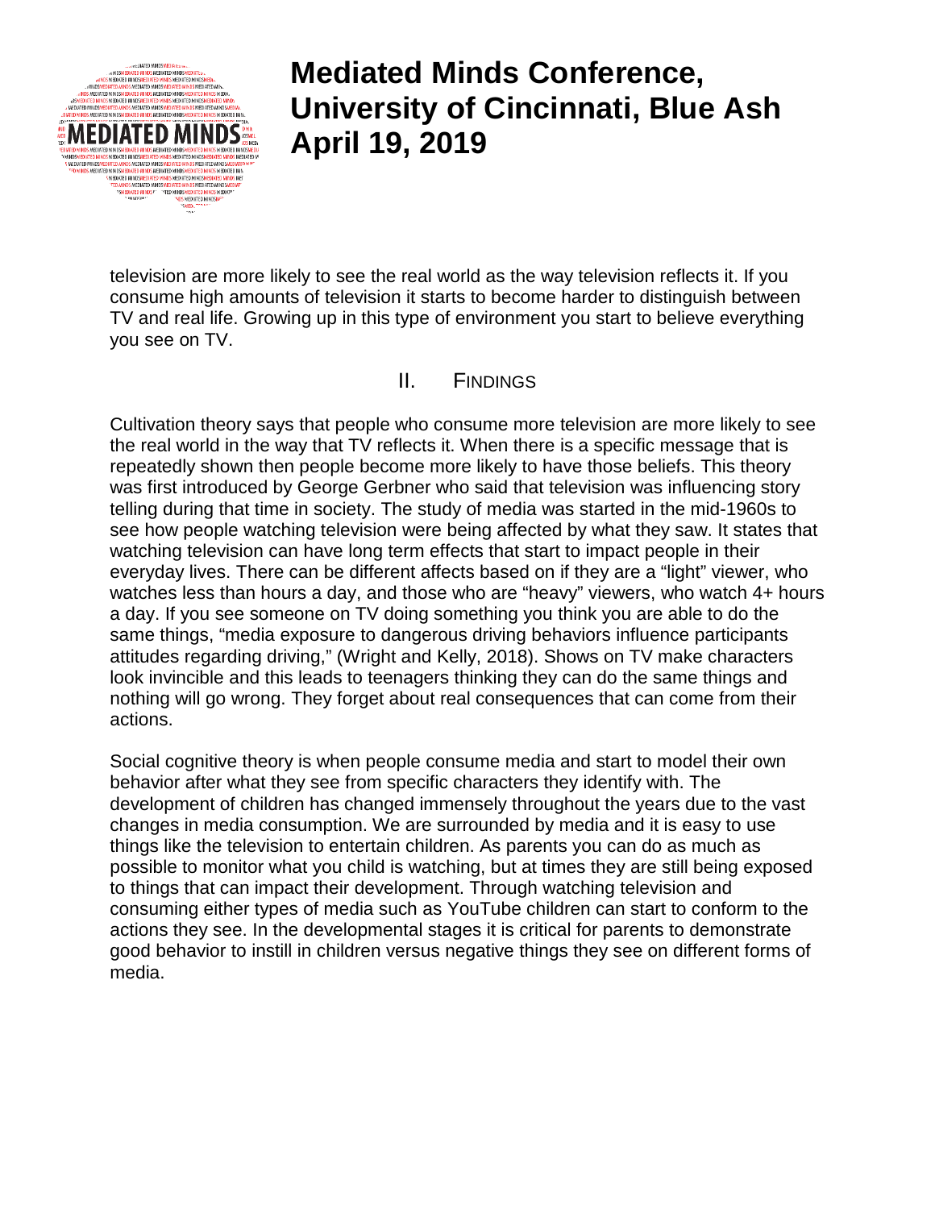television are more likely to see the real world as the way television reflects it. If you consume high amounts of television it starts to become harder to distinguish between TV and real life. Growing up in this type of environment you start to believe everything you see on TV.

## II. Findings

Cultivation theory says that people who consume more television are more likely to see the real world in the way that TV reflects it. When there is a specific message that is repeatedly shown then people become more likely to have those beliefs. This theory was first introduced by George Gerbner who said that television was influencing story telling during that time in society. The study of media was started in the mid-1960s to see how people watching television were being affected by what they saw. It states that watching television can have long term effects that start to impact people in their everyday lives. There can be different affects based on if they are a "light" viewer, who watches less than hours a day, and those who are "heavy" viewers, who watch 4+ hours a day. If you see someone on TV doing something you think you are able to do the same things, "media exposure to dangerous driving behaviors influence participants attitudes regarding driving," (Wright and Kelly, 2018). Shows on TV make characters look invincible and this leads to teenagers thinking they can do the same things and nothing will go wrong. They forget about real consequences that can come from their actions.

Social cognitive theory is when people consume media and start to model their own behavior after what they see from specific characters they identify with. The development of children has changed immensely throughout the years due to the vast changes in media consumption. We are surrounded by media and it is easy to use things like the television to entertain children. As parents you can do as much as possible to monitor what you child is watching, but at times they are still being exposed to things that can impact their development. Through watching television and consuming either types of media such as YouTube children can start to conform to the actions they see. In the developmental stages it is critical for parents to demonstrate good behavior to instill in children versus negative things they see on different forms of media.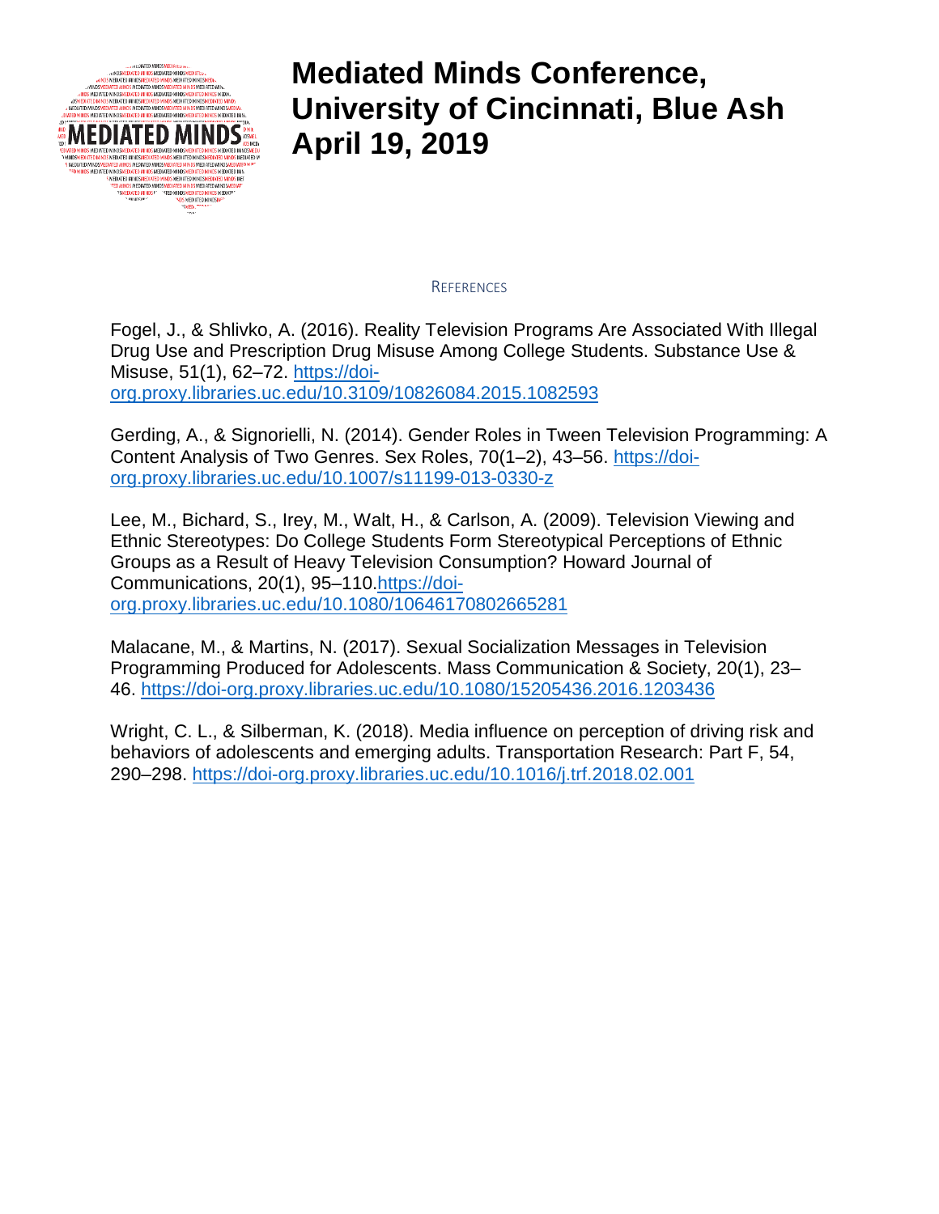# Mediated Minds Conference, University of Cincinnati, Blue Ash April 19, 2019

## References

Fogel, J., & Shlivko, A. (2016). Reality Television Programs Are Associated With Illegal Drug Use and Prescription Drug Misuse Among College Students. Substance Use & Misuse, 51(1), 62–72. https://doi-org.proxy.libraries.uc.edu/10.3109/10826084.2015.1082593

Gerding, A., & Signorielli, N. (2014). Gender Roles in Tween Television Programming: A Content Analysis of Two Genres. Sex Roles, 70(1–2), 43–56. https://doi-org.proxy.libraries.uc.edu/10.1007/s11199-013-0330-z

Lee, M., Bichard, S., Irey, M., Walt, H., & Carlson, A. (2009). Television Viewing and Ethnic Stereotypes: Do College Students Form Stereotypical Perceptions of Ethnic Groups as a Result of Heavy Television Consumption? Howard Journal of Communications, 20(1), 95–110.https://doi-org.proxy.libraries.uc.edu/10.1080/10646170802665281

Malacane, M., & Martins, N. (2017). Sexual Socialization Messages in Television Programming Produced for Adolescents. Mass Communication & Society, 20(1), 23–46. https://doi-org.proxy.libraries.uc.edu/10.1080/15205436.2016.1203436

Wright, C. L., & Silberman, K. (2018). Media influence on perception of driving risk and behaviors of adolescents and emerging adults. Transportation Research: Part F, 54, 290–298. https://doi-org.proxy.libraries.uc.edu/10.1016/j.trf.2018.02.001